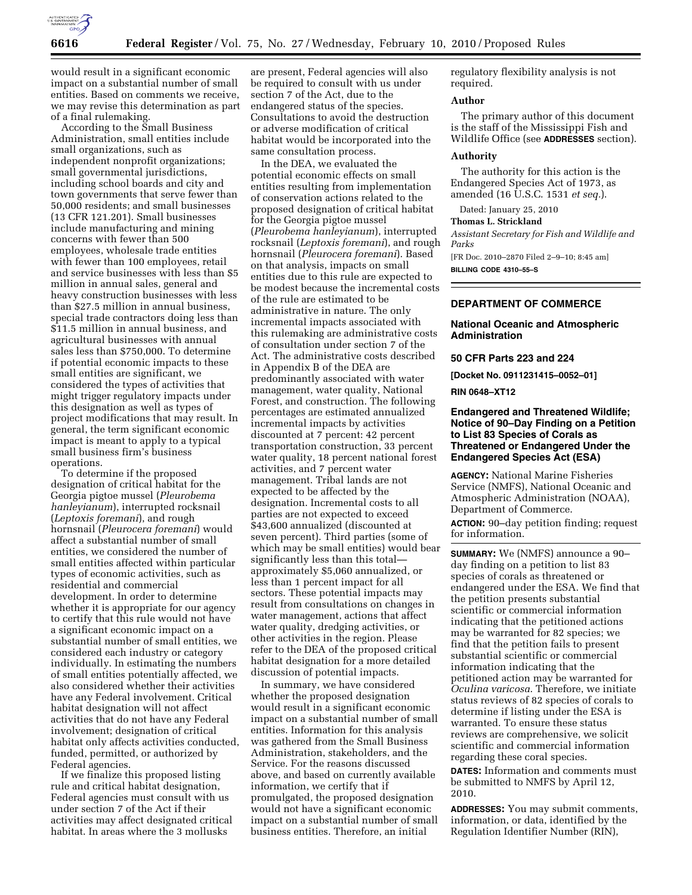would result in a significant economic impact on a substantial number of small entities. Based on comments we receive, we may revise this determination as part of a final rulemaking.

According to the Small Business Administration, small entities include small organizations, such as independent nonprofit organizations; small governmental jurisdictions, including school boards and city and town governments that serve fewer than 50,000 residents; and small businesses (13 CFR 121.201). Small businesses include manufacturing and mining concerns with fewer than 500 employees, wholesale trade entities with fewer than 100 employees, retail and service businesses with less than $5 million in annual sales, general and heavy construction businesses with less than $27.5 million in annual business, special trade contractors doing less than $11.5 million in annual business, and agricultural businesses with annual sales less than $750,000. To determine if potential economic impacts to these small entities are significant, we considered the types of activities that might trigger regulatory impacts under this designation as well as types of project modifications that may result. In general, the term significant economic impact is meant to apply to a typical small business firm's business operations.

To determine if the proposed designation of critical habitat for the Georgia pigtoe mussel (*Pleurobema hanleyianum*), interrupted rocksnail (*Leptoxis foremani*), and rough hornsnail (*Pleurocera foremani*) would affect a substantial number of small entities, we considered the number of small entities affected within particular types of economic activities, such as residential and commercial development. In order to determine whether it is appropriate for our agency to certify that this rule would not have a significant economic impact on a substantial number of small entities, we considered each industry or category individually. In estimating the numbers of small entities potentially affected, we also considered whether their activities have any Federal involvement. Critical habitat designation will not affect activities that do not have any Federal involvement; designation of critical habitat only affects activities conducted, funded, permitted, or authorized by Federal agencies.

If we finalize this proposed listing rule and critical habitat designation, Federal agencies must consult with us under section 7 of the Act if their activities may affect designated critical habitat. In areas where the 3 mollusks are present, Federal agencies will also be required to consult with us under section 7 of the Act, due to the endangered status of the species. Consultations to avoid the destruction or adverse modification of critical habitat would be incorporated into the same consultation process.

In the DEA, we evaluated the potential economic effects on small entities resulting from implementation of conservation actions related to the proposed designation of critical habitat for the Georgia pigtoe mussel (*Pleurobema hanleyianum*), interrupted rocksnail (*Leptoxis foremani*), and rough hornsnail (*Pleurocera foremani*). Based on that analysis, impacts on small entities due to this rule are expected to be modest because the incremental costs of the rule are estimated to be administrative in nature. The only incremental impacts associated with this rulemaking are administrative costs of consultation under section 7 of the Act. The administrative costs described in Appendix B of the DEA are predominantly associated with water management, water quality, National Forest, and construction. The following percentages are estimated annualized incremental impacts by activities discounted at 7 percent: 42 percent transportation construction, 33 percent water quality, 18 percent national forest activities, and 7 percent water management. Tribal lands are not expected to be affected by the designation. Incremental costs to all parties are not expected to exceed $43,600 annualized (discounted at seven percent). Third parties (some of which may be small entities) would bear significantly less than this total—approximately $5,060 annualized, or less than 1 percent impact for all sectors. These potential impacts may result from consultations on changes in water management, actions that affect water quality, dredging activities, or other activities in the region. Please refer to the DEA of the proposed critical habitat designation for a more detailed discussion of potential impacts.

In summary, we have considered whether the proposed designation would result in a significant economic impact on a substantial number of small entities. Information for this analysis was gathered from the Small Business Administration, stakeholders, and the Service. For the reasons discussed above, and based on currently available information, we certify that if promulgated, the proposed designation would not have a significant economic impact on a substantial number of small business entities. Therefore, an initial regulatory flexibility analysis is not required.

## Author

The primary author of this document is the staff of the Mississippi Fish and Wildlife Office (see **ADDRESSES** section).

## Authority

The authority for this action is the Endangered Species Act of 1973, as amended (16 U.S.C. 1531 *et seq.*).

Dated: January 25, 2010

**Thomas L. Strickland**

*Assistant Secretary for Fish and Wildlife and Parks*

[FR Doc. 2010–2870 Filed 2–9–10; 8:45 am]

**BILLING CODE 4310–55–S**

---

# DEPARTMENT OF COMMERCE

## National Oceanic and Atmospheric Administration

### 50 CFR Parts 223 and 224

**[Docket No. 0911231415–0052–01]**

**RIN 0648–XT12**

## Endangered and Threatened Wildlife; Notice of 90–Day Finding on a Petition to List 83 Species of Corals as Threatened or Endangered Under the Endangered Species Act (ESA)

**AGENCY:** National Marine Fisheries Service (NMFS), National Oceanic and Atmospheric Administration (NOAA), Department of Commerce.

**ACTION:** 90–day petition finding; request for information.

**SUMMARY:** We (NMFS) announce a 90–day finding on a petition to list 83 species of corals as threatened or endangered under the ESA. We find that the petition presents substantial scientific or commercial information indicating that the petitioned actions may be warranted for 82 species; we find that the petition fails to present substantial scientific or commercial information indicating that the petitioned action may be warranted for *Oculina varicosa*. Therefore, we initiate status reviews of 82 species of corals to determine if listing under the ESA is warranted. To ensure these status reviews are comprehensive, we solicit scientific and commercial information regarding these coral species.

**DATES:** Information and comments must be submitted to NMFS by April 12, 2010.

**ADDRESSES:** You may submit comments, information, or data, identified by the Regulation Identifier Number (RIN),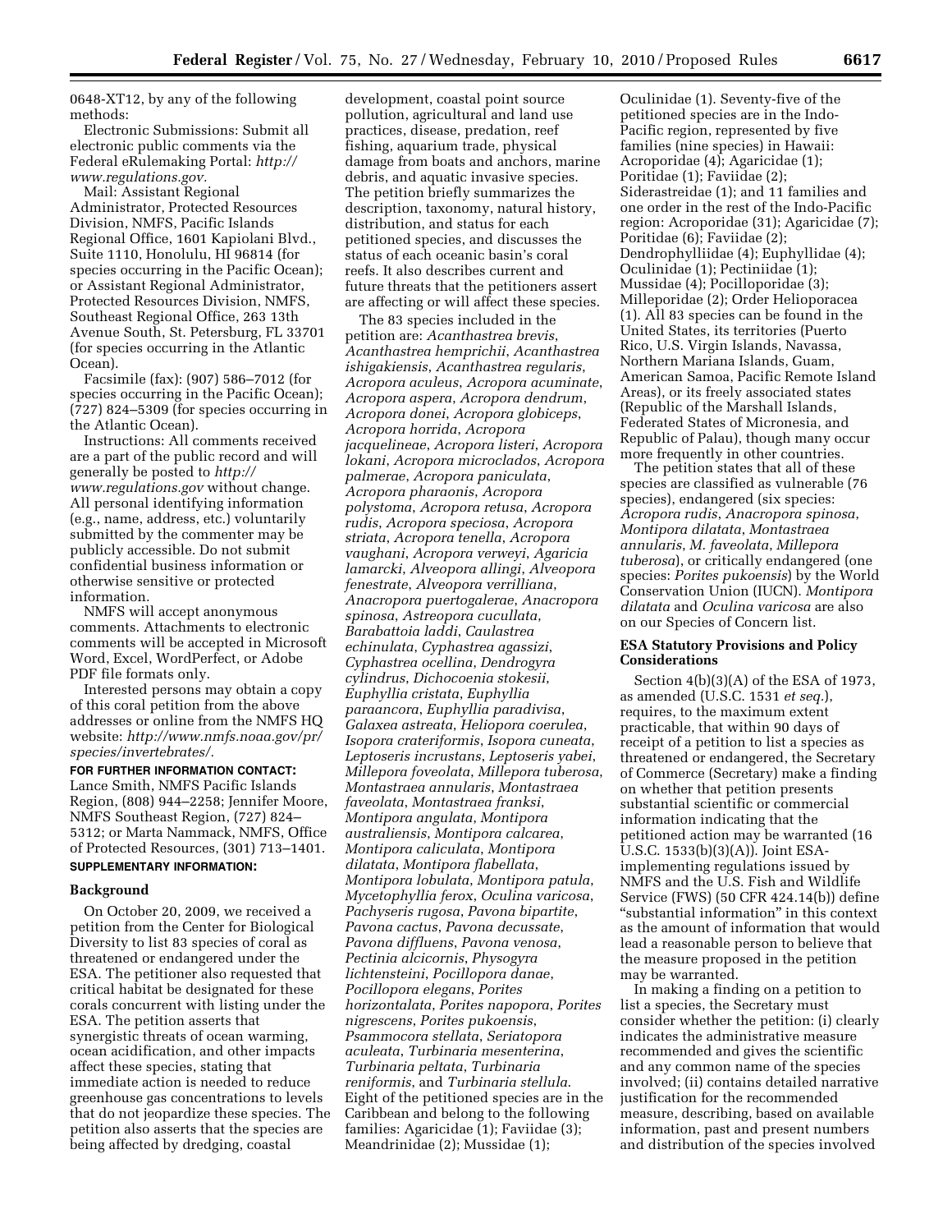0648-XT12, by any of the following methods:

Electronic Submissions: Submit all electronic public comments via the Federal eRulemaking Portal: *http://www.regulations.gov*.

Mail: Assistant Regional Administrator, Protected Resources Division, NMFS, Pacific Islands Regional Office, 1601 Kapiolani Blvd., Suite 1110, Honolulu, HI 96814 (for species occurring in the Pacific Ocean); or Assistant Regional Administrator, Protected Resources Division, NMFS, Southeast Regional Office, 263 13th Avenue South, St. Petersburg, FL 33701 (for species occurring in the Atlantic Ocean).

Facsimile (fax): (907) 586–7012 (for species occurring in the Pacific Ocean); (727) 824–5309 (for species occurring in the Atlantic Ocean).

Instructions: All comments received are a part of the public record and will generally be posted to *http://www.regulations.gov* without change. All personal identifying information (e.g., name, address, etc.) voluntarily submitted by the commenter may be publicly accessible. Do not submit confidential business information or otherwise sensitive or protected information.

NMFS will accept anonymous comments. Attachments to electronic comments will be accepted in Microsoft Word, Excel, WordPerfect, or Adobe PDF file formats only.

Interested persons may obtain a copy of this coral petition from the above addresses or online from the NMFS HQ website: *http://www.nmfs.noaa.gov/pr/species/invertebrates/*.

**FOR FURTHER INFORMATION CONTACT:** Lance Smith, NMFS Pacific Islands Region, (808) 944–2258; Jennifer Moore, NMFS Southeast Region, (727) 824–5312; or Marta Nammack, NMFS, Office of Protected Resources, (301) 713–1401.

**SUPPLEMENTARY INFORMATION:**

## Background

On October 20, 2009, we received a petition from the Center for Biological Diversity to list 83 species of coral as threatened or endangered under the ESA. The petitioner also requested that critical habitat be designated for these corals concurrent with listing under the ESA. The petition asserts that synergistic threats of ocean warming, ocean acidification, and other impacts affect these species, stating that immediate action is needed to reduce greenhouse gas concentrations to levels that do not jeopardize these species. The petition also asserts that the species are being affected by dredging, coastal development, coastal point source pollution, agricultural and land use practices, disease, predation, reef fishing, aquarium trade, physical damage from boats and anchors, marine debris, and aquatic invasive species. The petition briefly summarizes the description, taxonomy, natural history, distribution, and status for each petitioned species, and discusses the status of each oceanic basin's coral reefs. It also describes current and future threats that the petitioners assert are affecting or will affect these species.

The 83 species included in the petition are: *Acanthastrea brevis*, *Acanthastrea hemprichii*, *Acanthastrea ishigakiensis*, *Acanthastrea regularis*, *Acropora aculeus*, *Acropora acuminate*, *Acropora aspera*, *Acropora dendrum*, *Acropora donei*, *Acropora globiceps*, *Acropora horrida*, *Acropora jacquelineae*, *Acropora listeri*, *Acropora lokani*, *Acropora microclados*, *Acropora palmerae*, *Acropora paniculata*, *Acropora pharaonis*, *Acropora polystoma*, *Acropora retusa*, *Acropora rudis*, *Acropora speciosa*, *Acropora striata*, *Acropora tenella*, *Acropora vaughani*, *Acropora verweyi*, *Agaricia lamarcki*, *Alveopora allingi*, *Alveopora fenestrate*, *Alveopora verrilliana*, *Anacropora puertogalerae*, *Anacropora spinosa*, *Astreopora cucullata*, *Barabattoia laddi*, *Caulastrea echinulata*, *Cyphastrea agassizi*, *Cyphastrea ocellina*, *Dendrogyra cylindrus*, *Dichocoenia stokesii*, *Euphyllia cristata*, *Euphyllia paraancora*, *Euphyllia paradivisa*, *Galaxea astreata*, *Heliopora coerulea*, *Isopora crateriformis*, *Isopora cuneata*, *Leptoseris incrustans*, *Leptoseris yabei*, *Millepora foveolata*, *Millepora tuberosa*, *Montastraea annularis*, *Montastraea faveolata*, *Montastraea franksi*, *Montipora angulata*, *Montipora australiensis*, *Montipora calcarea*, *Montipora caliculata*, *Montipora dilatata*, *Montipora flabellata*, *Montipora lobulata*, *Montipora patula*, *Mycetophyllia ferox*, *Oculina varicosa*, *Pachyseris rugosa*, *Pavona bipartite*, *Pavona cactus*, *Pavona decussate*, *Pavona diffluens*, *Pavona venosa*, *Pectinia alcicornis*, *Physogyra lichtensteini*, *Pocillopora danae*, *Pocillopora elegans*, *Porites horizontalata*, *Porites napopora*, *Porites nigrescens*, *Porites pukoensis*, *Psammocora stellata*, *Seriatopora aculeata*, *Turbinaria mesenterina*, *Turbinaria peltata*, *Turbinaria reniformis*, and *Turbinaria stellula*. Eight of the petitioned species are in the Caribbean and belong to the following families: Agaricidae (1); Faviidae (3); Meandrinidae (2); Mussidae (1); Oculinidae (1). Seventy-five of the petitioned species are in the Indo-Pacific region, represented by five families (nine species) in Hawaii: Acroporidae (4); Agaricidae (1); Poritidae (1); Faviidae (2); Siderastreidae (1); and 11 families and one order in the rest of the Indo-Pacific region: Acroporidae (31); Agaricidae (7); Poritidae (6); Faviidae (2); Dendrophylliidae (4); Euphyllidae (4); Oculinidae (1); Pectiniidae (1); Mussidae (4); Pocilloporidae (3); Milleporidae (2); Order Helioporacea (1). All 83 species can be found in the United States, its territories (Puerto Rico, U.S. Virgin Islands, Navassa, Northern Mariana Islands, Guam, American Samoa, Pacific Remote Island Areas), or its freely associated states (Republic of the Marshall Islands, Federated States of Micronesia, and Republic of Palau), though many occur more frequently in other countries.

The petition states that all of these species are classified as vulnerable (76 species), endangered (six species: *Acropora rudis*, *Anacropora spinosa*, *Montipora dilatata*, *Montastraea annularis*, *M. faveolata*, *Millepora tuberosa*), or critically endangered (one species: *Porites pukoensis*) by the World Conservation Union (IUCN). *Montipora dilatata* and *Oculina varicosa* are also on our Species of Concern list.

## ESA Statutory Provisions and Policy Considerations

Section 4(b)(3)(A) of the ESA of 1973, as amended (U.S.C. 1531 *et seq.*), requires, to the maximum extent practicable, that within 90 days of receipt of a petition to list a species as threatened or endangered, the Secretary of Commerce (Secretary) make a finding on whether that petition presents substantial scientific or commercial information indicating that the petitioned action may be warranted (16 U.S.C. 1533(b)(3)(A)). Joint ESA-implementing regulations issued by NMFS and the U.S. Fish and Wildlife Service (FWS) (50 CFR 424.14(b)) define "substantial information" in this context as the amount of information that would lead a reasonable person to believe that the measure proposed in the petition may be warranted.

In making a finding on a petition to list a species, the Secretary must consider whether the petition: (i) clearly indicates the administrative measure recommended and gives the scientific and any common name of the species involved; (ii) contains detailed narrative justification for the recommended measure, describing, based on available information, past and present numbers and distribution of the species involved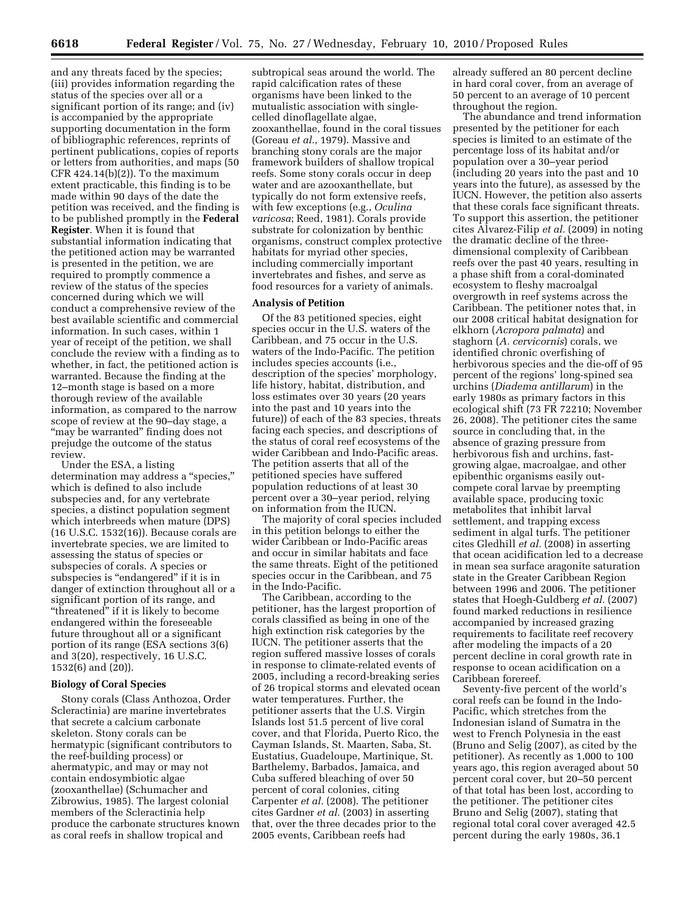and any threats faced by the species; (iii) provides information regarding the status of the species over all or a significant portion of its range; and (iv) is accompanied by the appropriate supporting documentation in the form of bibliographic references, reprints of pertinent publications, copies of reports or letters from authorities, and maps (50 CFR 424.14(b)(2)). To the maximum extent practicable, this finding is to be made within 90 days of the date the petition was received, and the finding is to be published promptly in the **Federal Register**. When it is found that substantial information indicating that the petitioned action may be warranted is presented in the petition, we are required to promptly commence a review of the status of the species concerned during which we will conduct a comprehensive review of the best available scientific and commercial information. In such cases, within 1 year of receipt of the petition, we shall conclude the review with a finding as to whether, in fact, the petitioned action is warranted. Because the finding at the 12–month stage is based on a more thorough review of the available information, as compared to the narrow scope of review at the 90–day stage, a "may be warranted" finding does not prejudge the outcome of the status review.

Under the ESA, a listing determination may address a "species," which is defined to also include subspecies and, for any vertebrate species, a distinct population segment which interbreeds when mature (DPS) (16 U.S.C. 1532(16)). Because corals are invertebrate species, we are limited to assessing the status of species or subspecies of corals. A species or subspecies is "endangered" if it is in danger of extinction throughout all or a significant portion of its range, and "threatened" if it is likely to become endangered within the foreseeable future throughout all or a significant portion of its range (ESA sections 3(6) and 3(20), respectively, 16 U.S.C. 1532(6) and (20)).

## Biology of Coral Species

Stony corals (Class Anthozoa, Order Scleractinia) are marine invertebrates that secrete a calcium carbonate skeleton. Stony corals can be hermatypic (significant contributors to the reef-building process) or ahermatypic, and may or may not contain endosymbiotic algae (zooxanthellae) (Schumacher and Zibrowius, 1985). The largest colonial members of the Scleractinia help produce the carbonate structures known as coral reefs in shallow tropical and subtropical seas around the world. The rapid calcification rates of these organisms have been linked to the mutualistic association with single-celled dinoflagellate algae, zooxanthellae, found in the coral tissues (Goreau *et al.*, 1979). Massive and branching stony corals are the major framework builders of shallow tropical reefs. Some stony corals occur in deep water and are azooxanthellate, but typically do not form extensive reefs, with few exceptions (e.g., *Oculina varicosa*; Reed, 1981). Corals provide substrate for colonization by benthic organisms, construct complex protective habitats for myriad other species, including commercially important invertebrates and fishes, and serve as food resources for a variety of animals.

## Analysis of Petition

Of the 83 petitioned species, eight species occur in the U.S. waters of the Caribbean, and 75 occur in the U.S. waters of the Indo-Pacific. The petition includes species accounts (i.e., description of the species' morphology, life history, habitat, distribution, and loss estimates over 30 years (20 years into the past and 10 years into the future)) of each of the 83 species, threats facing each species, and descriptions of the status of coral reef ecosystems of the wider Caribbean and Indo-Pacific areas. The petition asserts that all of the petitioned species have suffered population reductions of at least 30 percent over a 30–year period, relying on information from the IUCN.

The majority of coral species included in this petition belongs to either the wider Caribbean or Indo-Pacific areas and occur in similar habitats and face the same threats. Eight of the petitioned species occur in the Caribbean, and 75 in the Indo-Pacific.

The Caribbean, according to the petitioner, has the largest proportion of corals classified as being in one of the high extinction risk categories by the IUCN. The petitioner asserts that the region suffered massive losses of corals in response to climate-related events of 2005, including a record-breaking series of 26 tropical storms and elevated ocean water temperatures. Further, the petitioner asserts that the U.S. Virgin Islands lost 51.5 percent of live coral cover, and that Florida, Puerto Rico, the Cayman Islands, St. Maarten, Saba, St. Eustatius, Guadeloupe, Martinique, St. Barthelemy, Barbados, Jamaica, and Cuba suffered bleaching of over 50 percent of coral colonies, citing Carpenter *et al.* (2008). The petitioner cites Gardner *et al.* (2003) in asserting that, over the three decades prior to the 2005 events, Caribbean reefs had already suffered an 80 percent decline in hard coral cover, from an average of 50 percent to an average of 10 percent throughout the region.

The abundance and trend information presented by the petitioner for each species is limited to an estimate of the percentage loss of its habitat and/or population over a 30–year period (including 20 years into the past and 10 years into the future), as assessed by the IUCN. However, the petition also asserts that these corals face significant threats. To support this assertion, the petitioner cites Alvarez-Filip *et al.* (2009) in noting the dramatic decline of the three-dimensional complexity of Caribbean reefs over the past 40 years, resulting in a phase shift from a coral-dominated ecosystem to fleshy macroalgal overgrowth in reef systems across the Caribbean. The petitioner notes that, in our 2008 critical habitat designation for elkhorn (*Acropora palmata*) and staghorn (*A. cervicornis*) corals, we identified chronic overfishing of herbivorous species and the die-off of 95 percent of the regions' long-spined sea urchins (*Diadema antillarum*) in the early 1980s as primary factors in this ecological shift (73 FR 72210; November 26, 2008). The petitioner cites the same source in concluding that, in the absence of grazing pressure from herbivorous fish and urchins, fast-growing algae, macroalgae, and other epibenthic organisms easily out-compete coral larvae by preempting available space, producing toxic metabolites that inhibit larval settlement, and trapping excess sediment in algal turfs. The petitioner cites Gledhill *et al.* (2008) in asserting that ocean acidification led to a decrease in mean sea surface aragonite saturation state in the Greater Caribbean Region between 1996 and 2006. The petitioner states that Hoegh-Guldberg *et al.* (2007) found marked reductions in resilience accompanied by increased grazing requirements to facilitate reef recovery after modeling the impacts of a 20 percent decline in coral growth rate in response to ocean acidification on a Caribbean forereef.

Seventy-five percent of the world's coral reefs can be found in the Indo-Pacific, which stretches from the Indonesian island of Sumatra in the west to French Polynesia in the east (Bruno and Selig (2007), as cited by the petitioner). As recently as 1,000 to 100 years ago, this region averaged about 50 percent coral cover, but 20–50 percent of that total has been lost, according to the petitioner. The petitioner cites Bruno and Selig (2007), stating that regional total coral cover averaged 42.5 percent during the early 1980s, 36.1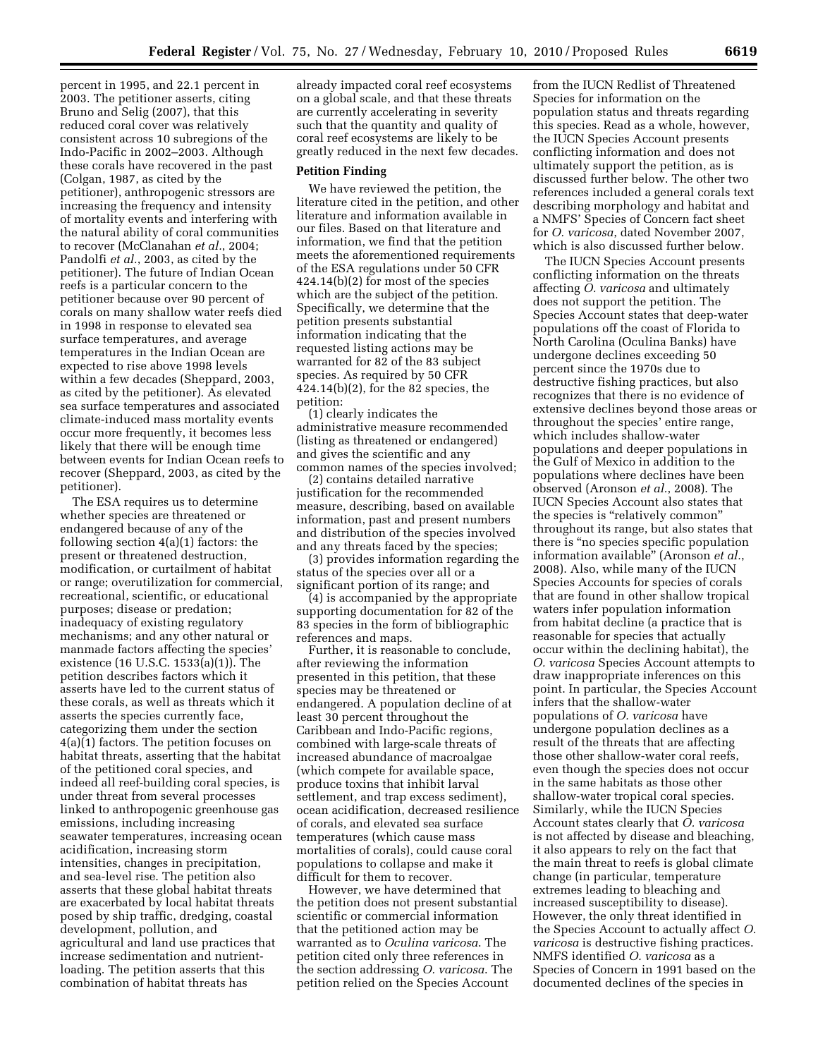percent in 1995, and 22.1 percent in 2003. The petitioner asserts, citing Bruno and Selig (2007), that this reduced coral cover was relatively consistent across 10 subregions of the Indo-Pacific in 2002–2003. Although these corals have recovered in the past (Colgan, 1987, as cited by the petitioner), anthropogenic stressors are increasing the frequency and intensity of mortality events and interfering with the natural ability of coral communities to recover (McClanahan *et al.*, 2004; Pandolfi *et al.*, 2003, as cited by the petitioner). The future of Indian Ocean reefs is a particular concern to the petitioner because over 90 percent of corals on many shallow water reefs died in 1998 in response to elevated sea surface temperatures, and average temperatures in the Indian Ocean are expected to rise above 1998 levels within a few decades (Sheppard, 2003, as cited by the petitioner). As elevated sea surface temperatures and associated climate-induced mass mortality events occur more frequently, it becomes less likely that there will be enough time between events for Indian Ocean reefs to recover (Sheppard, 2003, as cited by the petitioner).

The ESA requires us to determine whether species are threatened or endangered because of any of the following section 4(a)(1) factors: the present or threatened destruction, modification, or curtailment of habitat or range; overutilization for commercial, recreational, scientific, or educational purposes; disease or predation; inadequacy of existing regulatory mechanisms; and any other natural or manmade factors affecting the species' existence (16 U.S.C. 1533(a)(1)). The petition describes factors which it asserts have led to the current status of these corals, as well as threats which it asserts the species currently face, categorizing them under the section 4(a)(1) factors. The petition focuses on habitat threats, asserting that the habitat of the petitioned coral species, and indeed all reef-building coral species, is under threat from several processes linked to anthropogenic greenhouse gas emissions, including increasing seawater temperatures, increasing ocean acidification, increasing storm intensities, changes in precipitation, and sea-level rise. The petition also asserts that these global habitat threats are exacerbated by local habitat threats posed by ship traffic, dredging, coastal development, pollution, and agricultural and land use practices that increase sedimentation and nutrient-loading. The petition asserts that this combination of habitat threats has already impacted coral reef ecosystems on a global scale, and that these threats are currently accelerating in severity such that the quantity and quality of coral reef ecosystems are likely to be greatly reduced in the next few decades.

## Petition Finding

We have reviewed the petition, the literature cited in the petition, and other literature and information available in our files. Based on that literature and information, we find that the petition meets the aforementioned requirements of the ESA regulations under 50 CFR 424.14(b)(2) for most of the species which are the subject of the petition. Specifically, we determine that the petition presents substantial information indicating that the requested listing actions may be warranted for 82 of the 83 subject species. As required by 50 CFR 424.14(b)(2), for the 82 species, the petition:

(1) clearly indicates the administrative measure recommended (listing as threatened or endangered) and gives the scientific and any common names of the species involved;

(2) contains detailed narrative justification for the recommended measure, describing, based on available information, past and present numbers and distribution of the species involved and any threats faced by the species;

(3) provides information regarding the status of the species over all or a significant portion of its range; and

(4) is accompanied by the appropriate supporting documentation for 82 of the 83 species in the form of bibliographic references and maps.

Further, it is reasonable to conclude, after reviewing the information presented in this petition, that these species may be threatened or endangered. A population decline of at least 30 percent throughout the Caribbean and Indo-Pacific regions, combined with large-scale threats of increased abundance of macroalgae (which compete for available space, produce toxins that inhibit larval settlement, and trap excess sediment), ocean acidification, decreased resilience of corals, and elevated sea surface temperatures (which cause mass mortalities of corals), could cause coral populations to collapse and make it difficult for them to recover.

However, we have determined that the petition does not present substantial scientific or commercial information that the petitioned action may be warranted as to *Oculina varicosa*. The petition cited only three references in the section addressing *O. varicosa*. The petition relied on the Species Account from the IUCN Redlist of Threatened Species for information on the population status and threats regarding this species. Read as a whole, however, the IUCN Species Account presents conflicting information and does not ultimately support the petition, as is discussed further below. The other two references included a general corals text describing morphology and habitat and a NMFS' Species of Concern fact sheet for *O. varicosa*, dated November 2007, which is also discussed further below.

The IUCN Species Account presents conflicting information on the threats affecting *O. varicosa* and ultimately does not support the petition. The Species Account states that deep-water populations off the coast of Florida to North Carolina (Oculina Banks) have undergone declines exceeding 50 percent since the 1970s due to destructive fishing practices, but also recognizes that there is no evidence of extensive declines beyond those areas or throughout the species' entire range, which includes shallow-water populations and deeper populations in the Gulf of Mexico in addition to the populations where declines have been observed (Aronson *et al.*, 2008). The IUCN Species Account also states that the species is "relatively common" throughout its range, but also states that there is "no species specific population information available" (Aronson *et al.*, 2008). Also, while many of the IUCN Species Accounts for species of corals that are found in other shallow tropical waters infer population information from habitat decline (a practice that is reasonable for species that actually occur within the declining habitat), the *O. varicosa* Species Account attempts to draw inappropriate inferences on this point. In particular, the Species Account infers that the shallow-water populations of *O. varicosa* have undergone population declines as a result of the threats that are affecting those other shallow-water coral reefs, even though the species does not occur in the same habitats as those other shallow-water tropical coral species. Similarly, while the IUCN Species Account states clearly that *O. varicosa* is not affected by disease and bleaching, it also appears to rely on the fact that the main threat to reefs is global climate change (in particular, temperature extremes leading to bleaching and increased susceptibility to disease). However, the only threat identified in the Species Account to actually affect *O. varicosa* is destructive fishing practices. NMFS identified *O. varicosa* as a Species of Concern in 1991 based on the documented declines of the species in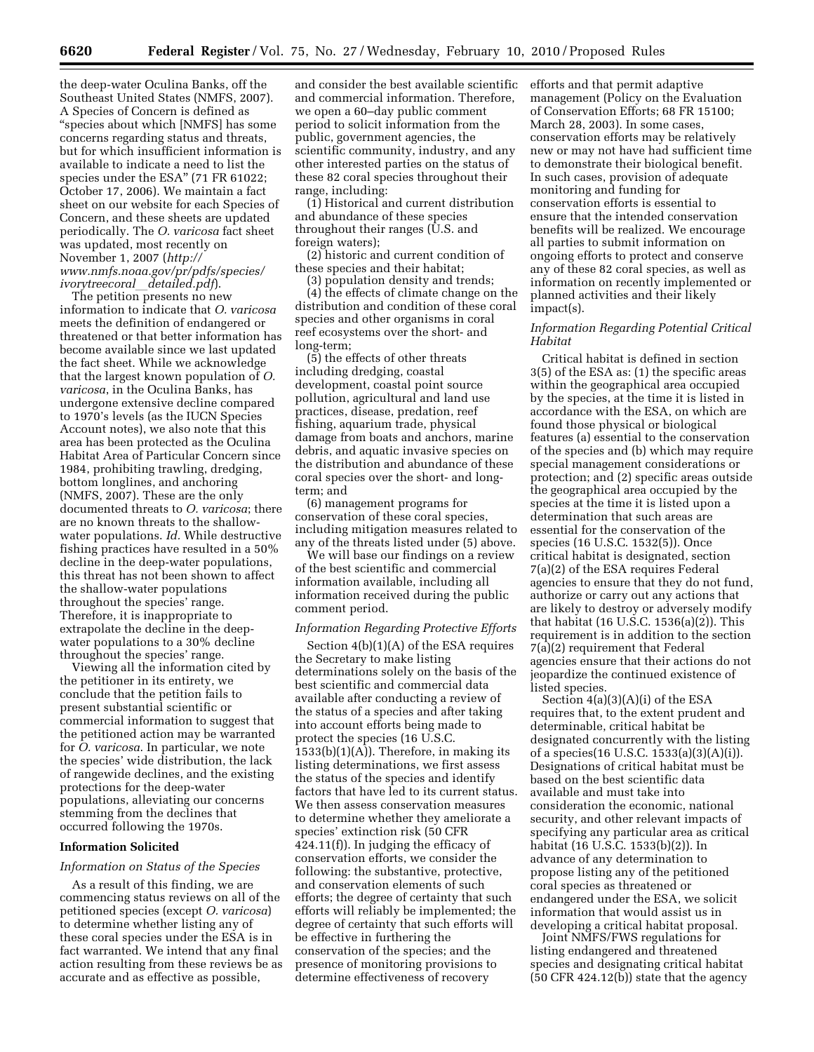the deep-water Oculina Banks, off the Southeast United States (NMFS, 2007). A Species of Concern is defined as "species about which [NMFS] has some concerns regarding status and threats, but for which insufficient information is available to indicate a need to list the species under the ESA" (71 FR 61022; October 17, 2006). We maintain a fact sheet on our website for each Species of Concern, and these sheets are updated periodically. The *O. varicosa* fact sheet was updated, most recently on November 1, 2007 (*http://www.nmfs.noaa.gov/pr/pdfs/species/ivorytreecoral_detailed.pdf*).

The petition presents no new information to indicate that *O. varicosa* meets the definition of endangered or threatened or that better information has become available since we last updated the fact sheet. While we acknowledge that the largest known population of *O. varicosa*, in the Oculina Banks, has undergone extensive decline compared to 1970's levels (as the IUCN Species Account notes), we also note that this area has been protected as the Oculina Habitat Area of Particular Concern since 1984, prohibiting trawling, dredging, bottom longlines, and anchoring (NMFS, 2007). These are the only documented threats to *O. varicosa*; there are no known threats to the shallow-water populations. *Id.* While destructive fishing practices have resulted in a 50% decline in the deep-water populations, this threat has not been shown to affect the shallow-water populations throughout the species' range. Therefore, it is inappropriate to extrapolate the decline in the deep-water populations to a 30% decline throughout the species' range.

Viewing all the information cited by the petitioner in its entirety, we conclude that the petition fails to present substantial scientific or commercial information to suggest that the petitioned action may be warranted for *O. varicosa*. In particular, we note the species' wide distribution, the lack of rangewide declines, and the existing protections for the deep-water populations, alleviating our concerns stemming from the declines that occurred following the 1970s.

## Information Solicited

### *Information on Status of the Species*

As a result of this finding, we are commencing status reviews on all of the petitioned species (except *O. varicosa*) to determine whether listing any of these coral species under the ESA is in fact warranted. We intend that any final action resulting from these reviews be as accurate and as effective as possible, and consider the best available scientific and commercial information. Therefore, we open a 60–day public comment period to solicit information from the public, government agencies, the scientific community, industry, and any other interested parties on the status of these 82 coral species throughout their range, including:

(1) Historical and current distribution and abundance of these species throughout their ranges (U.S. and foreign waters);

(2) historic and current condition of these species and their habitat;

(3) population density and trends;

(4) the effects of climate change on the distribution and condition of these coral species and other organisms in coral reef ecosystems over the short- and long-term;

(5) the effects of other threats including dredging, coastal development, coastal point source pollution, agricultural and land use practices, disease, predation, reef fishing, aquarium trade, physical damage from boats and anchors, marine debris, and aquatic invasive species on the distribution and abundance of these coral species over the short- and long-term; and

(6) management programs for conservation of these coral species, including mitigation measures related to any of the threats listed under (5) above.

We will base our findings on a review of the best scientific and commercial information available, including all information received during the public comment period.

### *Information Regarding Protective Efforts*

Section 4(b)(1)(A) of the ESA requires the Secretary to make listing determinations solely on the basis of the best scientific and commercial data available after conducting a review of the status of a species and after taking into account efforts being made to protect the species (16 U.S.C. 1533(b)(1)(A)). Therefore, in making its listing determinations, we first assess the status of the species and identify factors that have led to its current status. We then assess conservation measures to determine whether they ameliorate a species' extinction risk (50 CFR 424.11(f)). In judging the efficacy of conservation efforts, we consider the following: the substantive, protective, and conservation elements of such efforts; the degree of certainty that such efforts will reliably be implemented; the degree of certainty that such efforts will be effective in furthering the conservation of the species; and the presence of monitoring provisions to determine effectiveness of recovery efforts and that permit adaptive management (Policy on the Evaluation of Conservation Efforts; 68 FR 15100; March 28, 2003). In some cases, conservation efforts may be relatively new or may not have had sufficient time to demonstrate their biological benefit. In such cases, provision of adequate monitoring and funding for conservation efforts is essential to ensure that the intended conservation benefits will be realized. We encourage all parties to submit information on ongoing efforts to protect and conserve any of these 82 coral species, as well as information on recently implemented or planned activities and their likely impact(s).

### *Information Regarding Potential Critical Habitat*

Critical habitat is defined in section 3(5) of the ESA as: (1) the specific areas within the geographical area occupied by the species, at the time it is listed in accordance with the ESA, on which are found those physical or biological features (a) essential to the conservation of the species and (b) which may require special management considerations or protection; and (2) specific areas outside the geographical area occupied by the species at the time it is listed upon a determination that such areas are essential for the conservation of the species (16 U.S.C. 1532(5)). Once critical habitat is designated, section 7(a)(2) of the ESA requires Federal agencies to ensure that they do not fund, authorize or carry out any actions that are likely to destroy or adversely modify that habitat (16 U.S.C. 1536(a)(2)). This requirement is in addition to the section 7(a)(2) requirement that Federal agencies ensure that their actions do not jeopardize the continued existence of listed species.

Section 4(a)(3)(A)(i) of the ESA requires that, to the extent prudent and determinable, critical habitat be designated concurrently with the listing of a species(16 U.S.C. 1533(a)(3)(A)(i)). Designations of critical habitat must be based on the best scientific data available and must take into consideration the economic, national security, and other relevant impacts of specifying any particular area as critical habitat (16 U.S.C. 1533(b)(2)). In advance of any determination to propose listing any of the petitioned coral species as threatened or endangered under the ESA, we solicit information that would assist us in developing a critical habitat proposal.

Joint NMFS/FWS regulations for listing endangered and threatened species and designating critical habitat (50 CFR 424.12(b)) state that the agency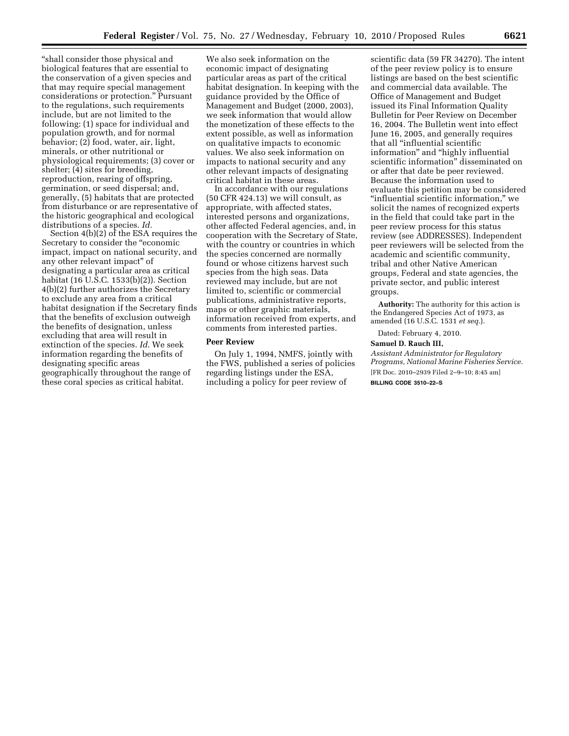"shall consider those physical and biological features that are essential to the conservation of a given species and that may require special management considerations or protection." Pursuant to the regulations, such requirements include, but are not limited to the following: (1) space for individual and population growth, and for normal behavior; (2) food, water, air, light, minerals, or other nutritional or physiological requirements; (3) cover or shelter; (4) sites for breeding, reproduction, rearing of offspring, germination, or seed dispersal; and, generally, (5) habitats that are protected from disturbance or are representative of the historic geographical and ecological distributions of a species. *Id.*

Section 4(b)(2) of the ESA requires the Secretary to consider the "economic impact, impact on national security, and any other relevant impact" of designating a particular area as critical habitat (16 U.S.C. 1533(b)(2)). Section 4(b)(2) further authorizes the Secretary to exclude any area from a critical habitat designation if the Secretary finds that the benefits of exclusion outweigh the benefits of designation, unless excluding that area will result in extinction of the species. *Id.* We seek information regarding the benefits of designating specific areas geographically throughout the range of these coral species as critical habitat.

We also seek information on the economic impact of designating particular areas as part of the critical habitat designation. In keeping with the guidance provided by the Office of Management and Budget (2000, 2003), we seek information that would allow the monetization of these effects to the extent possible, as well as information on qualitative impacts to economic values. We also seek information on impacts to national security and any other relevant impacts of designating critical habitat in these areas.

In accordance with our regulations (50 CFR 424.13) we will consult, as appropriate, with affected states, interested persons and organizations, other affected Federal agencies, and, in cooperation with the Secretary of State, with the country or countries in which the species concerned are normally found or whose citizens harvest such species from the high seas. Data reviewed may include, but are not limited to, scientific or commercial publications, administrative reports, maps or other graphic materials, information received from experts, and comments from interested parties.

## Peer Review

On July 1, 1994, NMFS, jointly with the FWS, published a series of policies regarding listings under the ESA, including a policy for peer review of scientific data (59 FR 34270). The intent of the peer review policy is to ensure listings are based on the best scientific and commercial data available. The Office of Management and Budget issued its Final Information Quality Bulletin for Peer Review on December 16, 2004. The Bulletin went into effect June 16, 2005, and generally requires that all "influential scientific information" and "highly influential scientific information" disseminated on or after that date be peer reviewed. Because the information used to evaluate this petition may be considered "influential scientific information," we solicit the names of recognized experts in the field that could take part in the peer review process for this status review (see ADDRESSES). Independent peer reviewers will be selected from the academic and scientific community, tribal and other Native American groups, Federal and state agencies, the private sector, and public interest groups.

**Authority:** The authority for this action is the Endangered Species Act of 1973, as amended (16 U.S.C. 1531 *et seq.*).

Dated: February 4, 2010.

**Samuel D. Rauch III,**

*Assistant Administrator for Regulatory Programs, National Marine Fisheries Service.*

[FR Doc. 2010–2939 Filed 2–9–10; 8:45 am]

**BILLING CODE 3510–22–S**